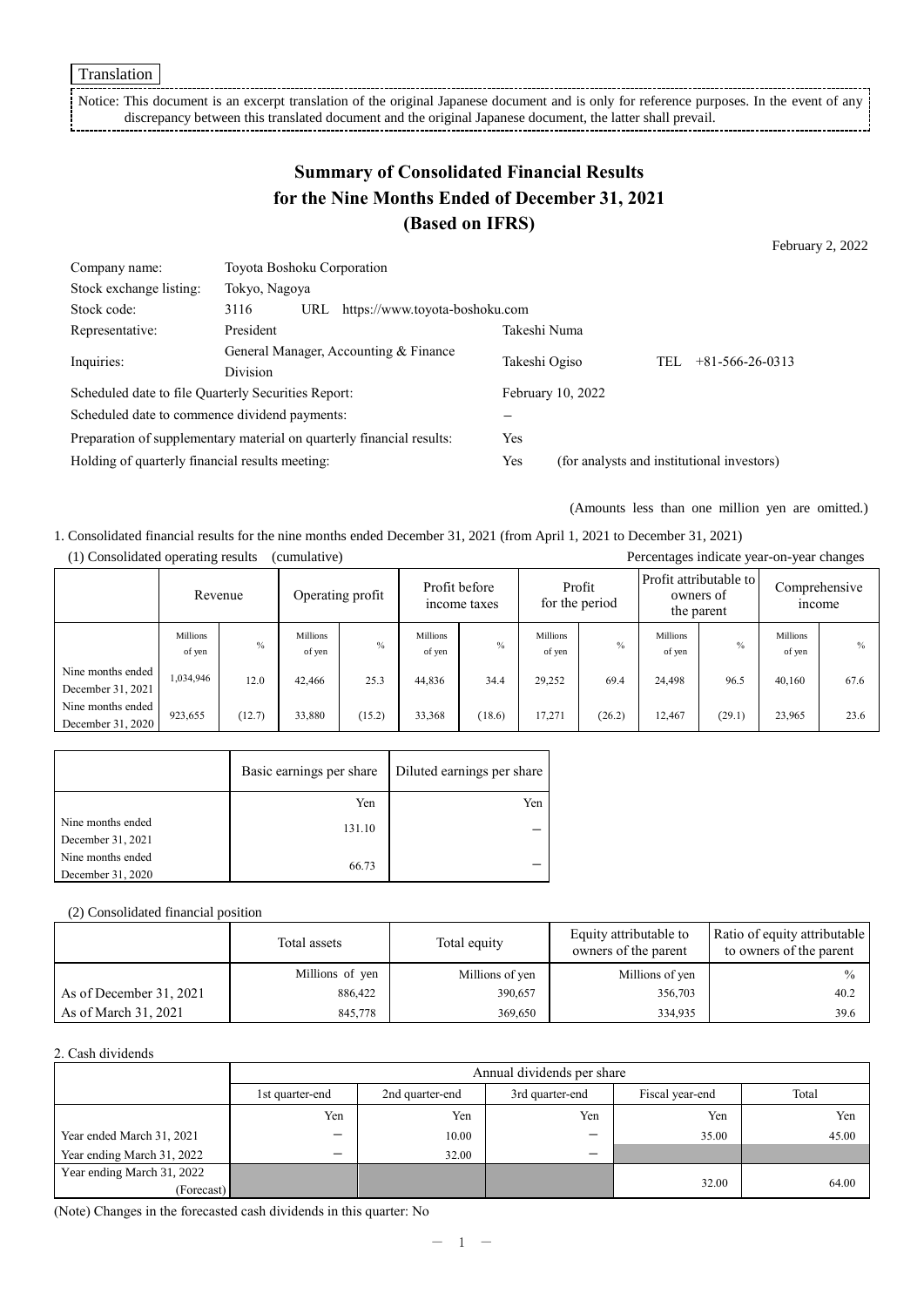Translation

Notice: This document is an excerpt translation of the original Japanese document and is only for reference purposes. In the event of any discrepancy between this translated document and the original Japanese document, the latter shall prevail.

# Summary of Consolidated Financial Results for the Nine Months Ended of December 31, 2021 (Based on IFRS)

February 2, 2022

| | | | |
|---|---|---|---|
| Company name: | Toyota Boshoku Corporation | | |
| Stock exchange listing: | Tokyo, Nagoya | | |
| Stock code: | 3116 URL https://www.toyota-boshoku.com | | |
| Representative: | President | Takeshi Numa | |
| Inquiries: | General Manager, Accounting & Finance Division | Takeshi Ogiso | TEL +81-566-26-0313 |
| Scheduled date to file Quarterly Securities Report: | | February 10, 2022 | |
| Scheduled date to commence dividend payments: | | − | |
| Preparation of supplementary material on quarterly financial results: | | Yes | |
| Holding of quarterly financial results meeting: | | Yes | (for analysts and institutional investors) |

(Amounts less than one million yen are omitted.)

1. Consolidated financial results for the nine months ended December 31, 2021 (from April 1, 2021 to December 31, 2021)

(1) Consolidated operating results (cumulative)

Percentages indicate year-on-year changes

| | Revenue | | Operating profit | | Profit before income taxes | | Profit for the period | | Profit attributable to owners of the parent | | Comprehensive income | |
|---|---|---|---|---|---|---|---|---|---|---|---|---|
| | Millions of yen | % | Millions of yen | % | Millions of yen | % | Millions of yen | % | Millions of yen | % | Millions of yen | % |
| Nine months ended December 31, 2021 | 1,034,946 | 12.0 | 42,466 | 25.3 | 44,836 | 34.4 | 29,252 | 69.4 | 24,498 | 96.5 | 40,160 | 67.6 |
| Nine months ended December 31, 2020 | 923,655 | (12.7) | 33,880 | (15.2) | 33,368 | (18.6) | 17,271 | (26.2) | 12,467 | (29.1) | 23,965 | 23.6 |

| | Basic earnings per share | Diluted earnings per share |
|---|---|---|
| | Yen | Yen |
| Nine months ended December 31, 2021 | 131.10 | − |
| Nine months ended December 31, 2020 | 66.73 | − |

(2) Consolidated financial position

| | Total assets | Total equity | Equity attributable to owners of the parent | Ratio of equity attributable to owners of the parent |
|---|---|---|---|---|
| | Millions of yen | Millions of yen | Millions of yen | % |
| As of December 31, 2021 | 886,422 | 390,657 | 356,703 | 40.2 |
| As of March 31, 2021 | 845,778 | 369,650 | 334,935 | 39.6 |

2. Cash dividends

| | Annual dividends per share | | | | |
|---|---|---|---|---|---|
| | 1st quarter-end | 2nd quarter-end | 3rd quarter-end | Fiscal year-end | Total |
| | Yen | Yen | Yen | Yen | Yen |
| Year ended March 31, 2021 | − | 10.00 | − | 35.00 | 45.00 |
| Year ending March 31, 2022 | − | 32.00 | − | | |
| Year ending March 31, 2022 (Forecast) | | | | 32.00 | 64.00 |

(Note) Changes in the forecasted cash dividends in this quarter: No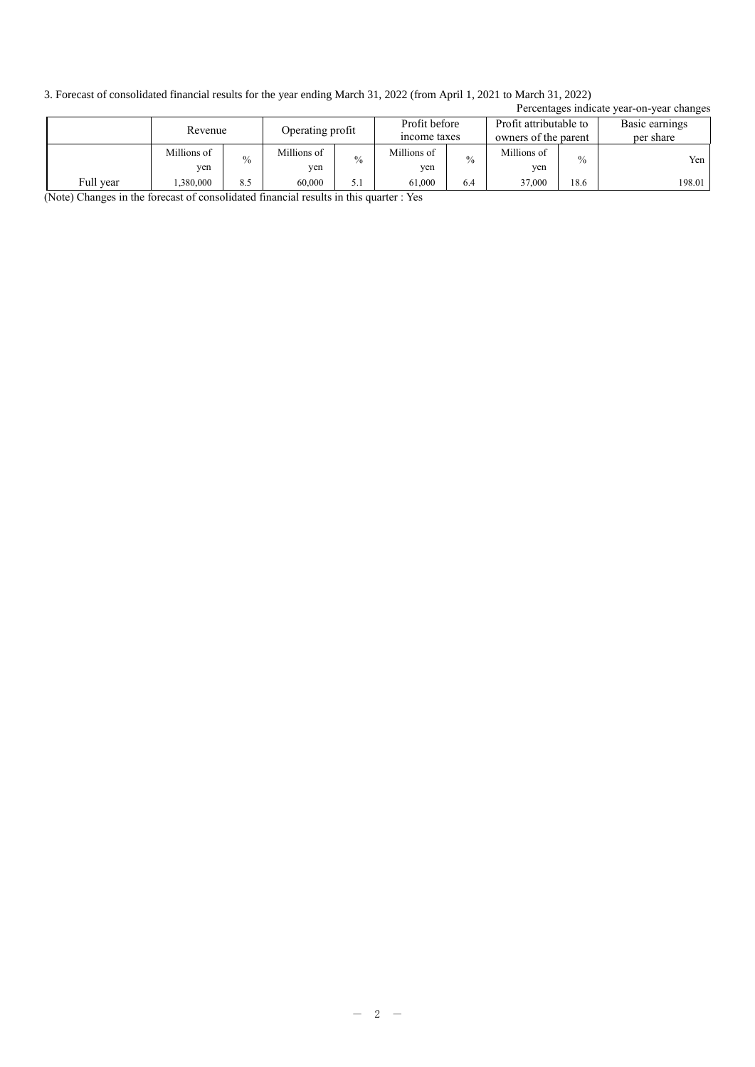3. Forecast of consolidated financial results for the year ending March 31, 2022 (from April 1, 2021 to March 31, 2022)

Percentages indicate year-on-year changes

| | Revenue | | Operating profit | | Profit before income taxes | | Profit attributable to owners of the parent | | Basic earnings per share |
|---|---|---|---|---|---|---|---|---|---|
| | Millions of yen | % | Millions of yen | % | Millions of yen | % | Millions of yen | % | Yen |
| Full year | 1,380,000 | 8.5 | 60,000 | 5.1 | 61,000 | 6.4 | 37,000 | 18.6 | 198.01 |

(Note) Changes in the forecast of consolidated financial results in this quarter : Yes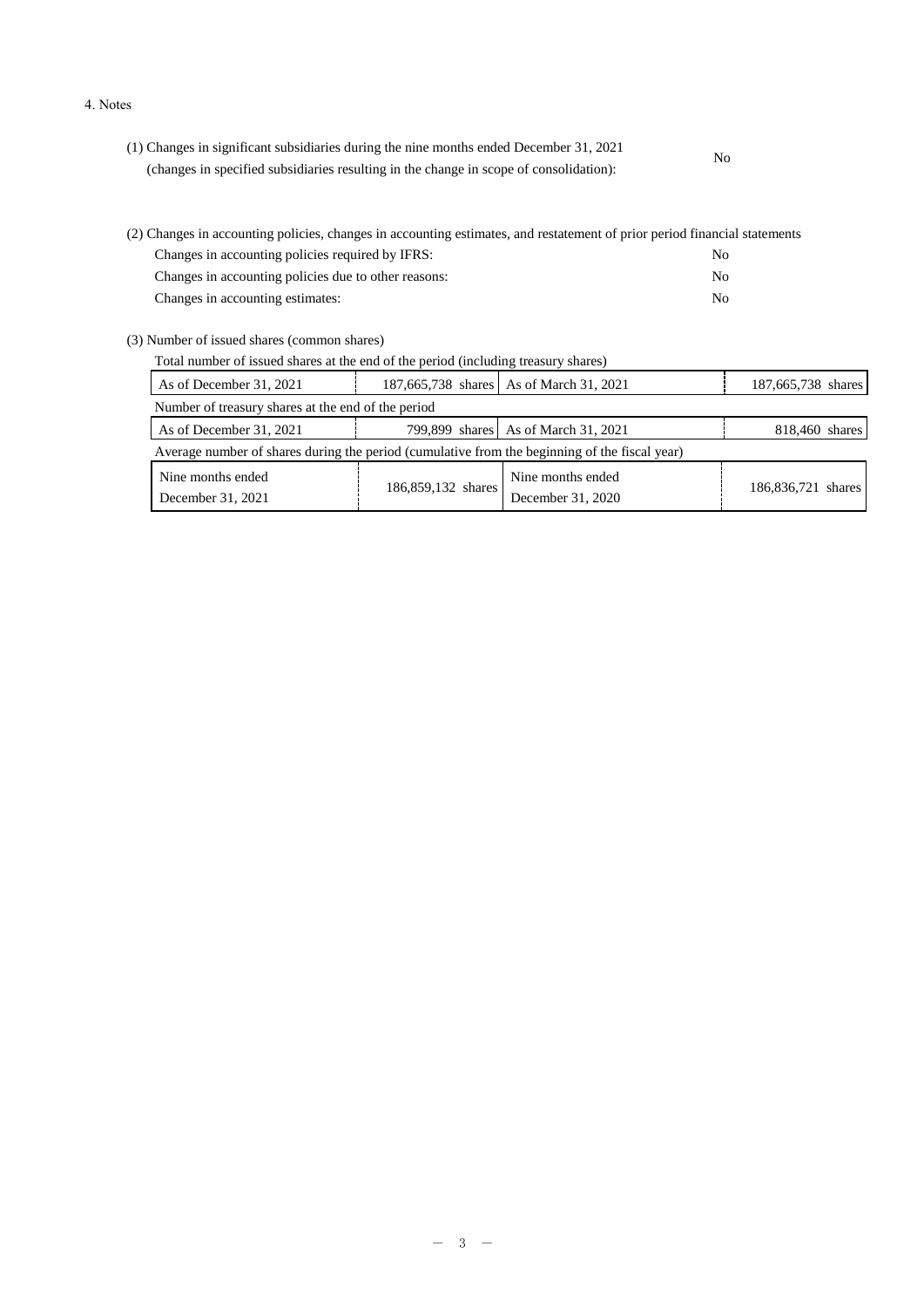4. Notes

(1) Changes in significant subsidiaries during the nine months ended December 31, 2021 (changes in specified subsidiaries resulting in the change in scope of consolidation): No

(2) Changes in accounting policies, changes in accounting estimates, and restatement of prior period financial statements

- Changes in accounting policies required by IFRS: No
- Changes in accounting policies due to other reasons: No
- Changes in accounting estimates: No

(3) Number of issued shares (common shares)

Total number of issued shares at the end of the period (including treasury shares)

| As of December 31, 2021 | 187,665,738 shares | As of March 31, 2021 | 187,665,738 shares |
|---|---|---|---|

Number of treasury shares at the end of the period

| As of December 31, 2021 | 799,899 shares | As of March 31, 2021 | 818,460 shares |
|---|---|---|---|

Average number of shares during the period (cumulative from the beginning of the fiscal year)

| Nine months ended December 31, 2021 | 186,859,132 shares | Nine months ended December 31, 2020 | 186,836,721 shares |
|---|---|---|---|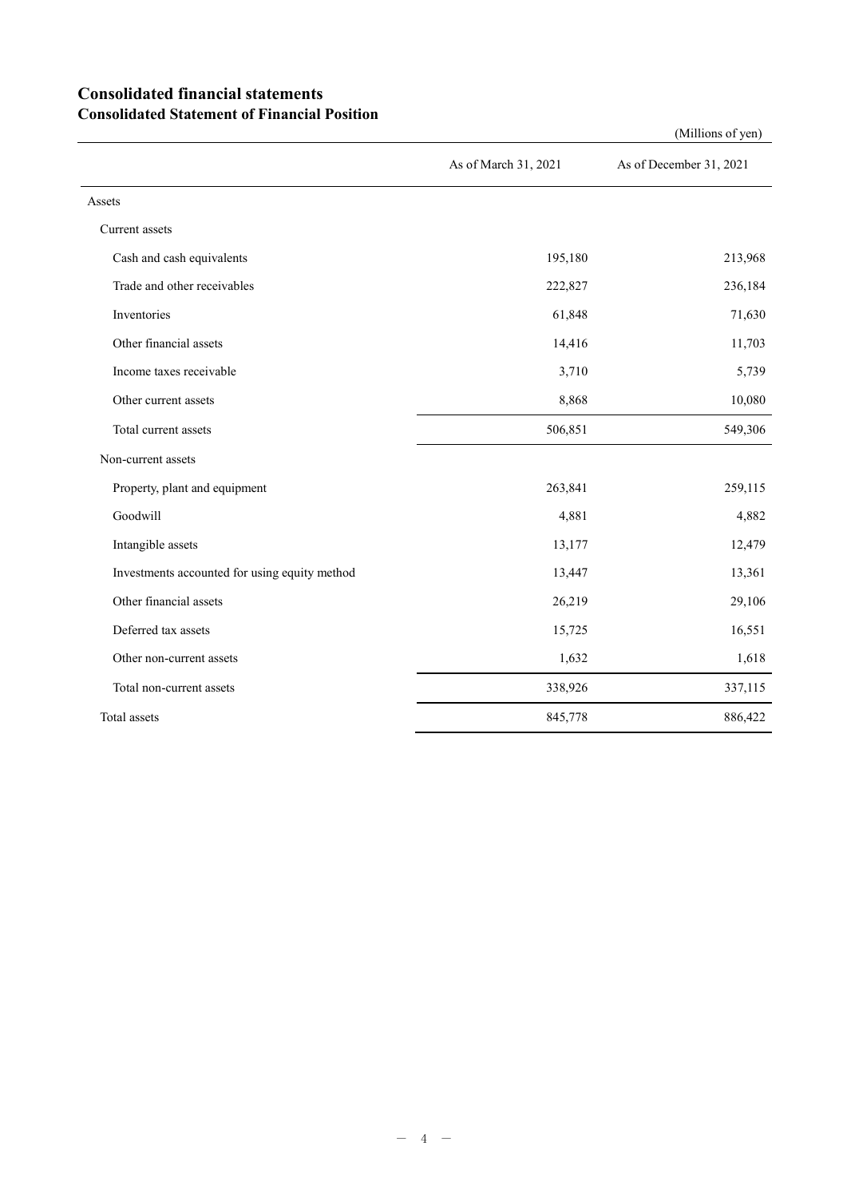# Consolidated financial statements
## Consolidated Statement of Financial Position

(Millions of yen)

| | As of March 31, 2021 | As of December 31, 2021 |
|---|---|---|
| Assets | | |
| Current assets | | |
| Cash and cash equivalents | 195,180 | 213,968 |
| Trade and other receivables | 222,827 | 236,184 |
| Inventories | 61,848 | 71,630 |
| Other financial assets | 14,416 | 11,703 |
| Income taxes receivable | 3,710 | 5,739 |
| Other current assets | 8,868 | 10,080 |
| Total current assets | 506,851 | 549,306 |
| Non-current assets | | |
| Property, plant and equipment | 263,841 | 259,115 |
| Goodwill | 4,881 | 4,882 |
| Intangible assets | 13,177 | 12,479 |
| Investments accounted for using equity method | 13,447 | 13,361 |
| Other financial assets | 26,219 | 29,106 |
| Deferred tax assets | 15,725 | 16,551 |
| Other non-current assets | 1,632 | 1,618 |
| Total non-current assets | 338,926 | 337,115 |
| Total assets | 845,778 | 886,422 |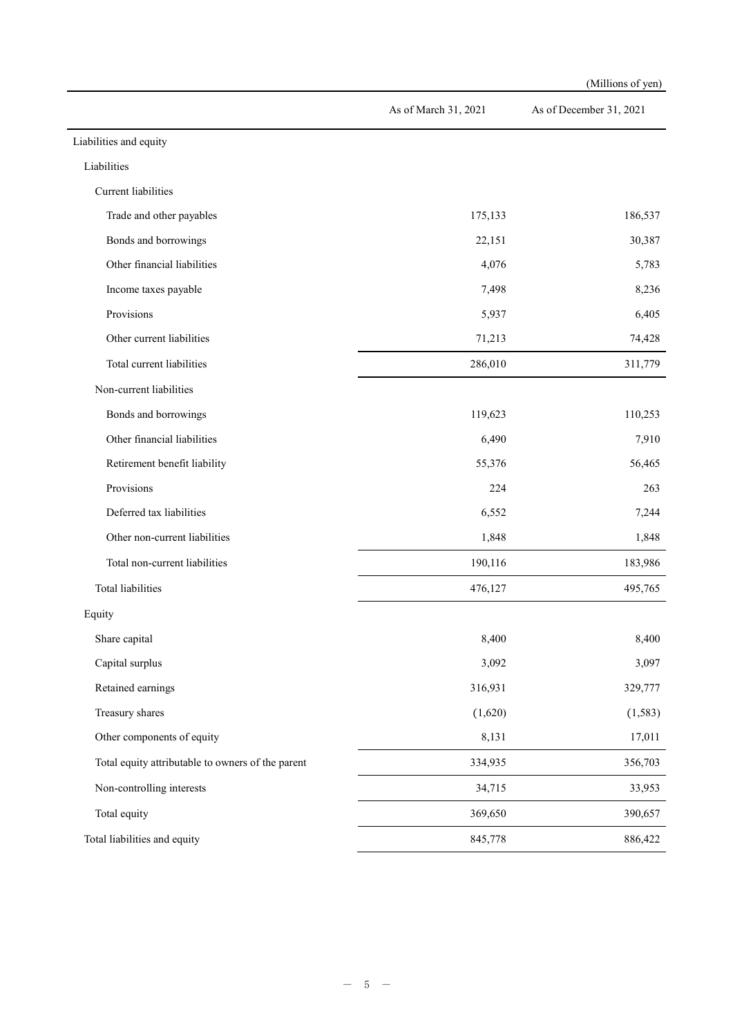(Millions of yen)

| | As of March 31, 2021 | As of December 31, 2021 |
|---|---|---|
| Liabilities and equity | | |
| Liabilities | | |
| Current liabilities | | |
| Trade and other payables | 175,133 | 186,537 |
| Bonds and borrowings | 22,151 | 30,387 |
| Other financial liabilities | 4,076 | 5,783 |
| Income taxes payable | 7,498 | 8,236 |
| Provisions | 5,937 | 6,405 |
| Other current liabilities | 71,213 | 74,428 |
| Total current liabilities | 286,010 | 311,779 |
| Non-current liabilities | | |
| Bonds and borrowings | 119,623 | 110,253 |
| Other financial liabilities | 6,490 | 7,910 |
| Retirement benefit liability | 55,376 | 56,465 |
| Provisions | 224 | 263 |
| Deferred tax liabilities | 6,552 | 7,244 |
| Other non-current liabilities | 1,848 | 1,848 |
| Total non-current liabilities | 190,116 | 183,986 |
| Total liabilities | 476,127 | 495,765 |
| Equity | | |
| Share capital | 8,400 | 8,400 |
| Capital surplus | 3,092 | 3,097 |
| Retained earnings | 316,931 | 329,777 |
| Treasury shares | (1,620) | (1,583) |
| Other components of equity | 8,131 | 17,011 |
| Total equity attributable to owners of the parent | 334,935 | 356,703 |
| Non-controlling interests | 34,715 | 33,953 |
| Total equity | 369,650 | 390,657 |
| Total liabilities and equity | 845,778 | 886,422 |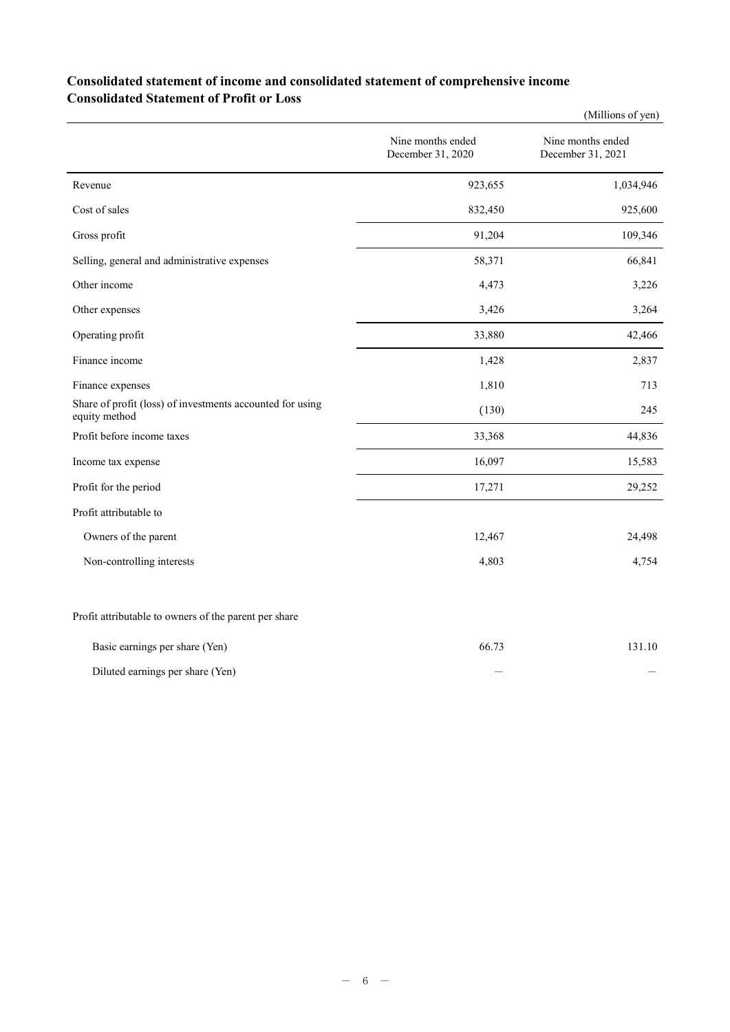## Consolidated statement of income and consolidated statement of comprehensive income

## Consolidated Statement of Profit or Loss

(Millions of yen)

| | Nine months ended December 31, 2020 | Nine months ended December 31, 2021 |
|---|---|---|
| Revenue | 923,655 | 1,034,946 |
| Cost of sales | 832,450 | 925,600 |
| Gross profit | 91,204 | 109,346 |
| Selling, general and administrative expenses | 58,371 | 66,841 |
| Other income | 4,473 | 3,226 |
| Other expenses | 3,426 | 3,264 |
| Operating profit | 33,880 | 42,466 |
| Finance income | 1,428 | 2,837 |
| Finance expenses | 1,810 | 713 |
| Share of profit (loss) of investments accounted for using equity method | (130) | 245 |
| Profit before income taxes | 33,368 | 44,836 |
| Income tax expense | 16,097 | 15,583 |
| Profit for the period | 17,271 | 29,252 |
| Profit attributable to | | |
| Owners of the parent | 12,467 | 24,498 |
| Non-controlling interests | 4,803 | 4,754 |
| | | |
| Profit attributable to owners of the parent per share | | |
| Basic earnings per share (Yen) | 66.73 | 131.10 |
| Diluted earnings per share (Yen) | — | — |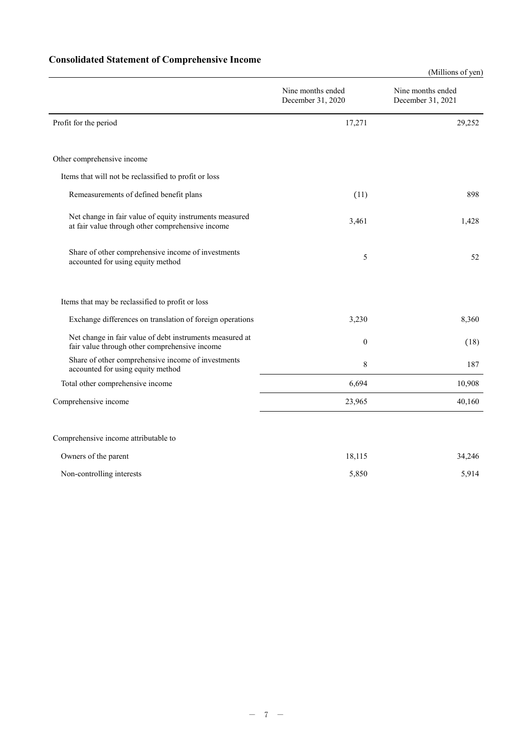## Consolidated Statement of Comprehensive Income

(Millions of yen)

| | Nine months ended December 31, 2020 | Nine months ended December 31, 2021 |
|---|---|---|
| Profit for the period | 17,271 | 29,252 |
| Other comprehensive income | | |
| Items that will not be reclassified to profit or loss | | |
| Remeasurements of defined benefit plans | (11) | 898 |
| Net change in fair value of equity instruments measured at fair value through other comprehensive income | 3,461 | 1,428 |
| Share of other comprehensive income of investments accounted for using equity method | 5 | 52 |
| Items that may be reclassified to profit or loss | | |
| Exchange differences on translation of foreign operations | 3,230 | 8,360 |
| Net change in fair value of debt instruments measured at fair value through other comprehensive income | 0 | (18) |
| Share of other comprehensive income of investments accounted for using equity method | 8 | 187 |
| Total other comprehensive income | 6,694 | 10,908 |
| Comprehensive income | 23,965 | 40,160 |
| Comprehensive income attributable to | | |
| Owners of the parent | 18,115 | 34,246 |
| Non-controlling interests | 5,850 | 5,914 |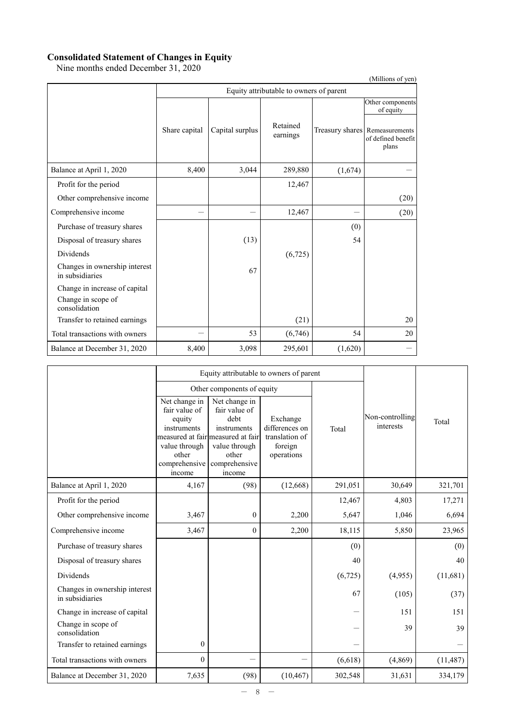## Consolidated Statement of Changes in Equity

Nine months ended December 31, 2020

(Millions of yen)

| | Equity attributable to owners of parent | | | | |
|---|---|---|---|---|---|
| | | | | | Other components of equity |
| | Share capital | Capital surplus | Retained earnings | Treasury shares | Remeasurements of defined benefit plans |
| Balance at April 1, 2020 | 8,400 | 3,044 | 289,880 | (1,674) | ― |
| Profit for the period | | | 12,467 | | |
| Other comprehensive income | | | | | (20) |
| Comprehensive income | ― | ― | 12,467 | ― | (20) |
| Purchase of treasury shares | | | | (0) | |
| Disposal of treasury shares | | (13) | | 54 | |
| Dividends | | | (6,725) | | |
| Changes in ownership interest in subsidiaries | | 67 | | | |
| Change in increase of capital | | | | | |
| Change in scope of consolidation | | | | | |
| Transfer to retained earnings | | | (21) | | 20 |
| Total transactions with owners | ― | 53 | (6,746) | 54 | 20 |
| Balance at December 31, 2020 | 8,400 | 3,098 | 295,601 | (1,620) | ― |

| | Equity attributable to owners of parent | | | | | |
|---|---|---|---|---|---|---|
| | Other components of equity | | | | | |
| | Net change in fair value of equity instruments measured at fair value through other comprehensive income | Net change in fair value of debt instruments measured at fair value through other comprehensive income | Exchange differences on translation of foreign operations | Total | Non-controlling interests | Total |
| Balance at April 1, 2020 | 4,167 | (98) | (12,668) | 291,051 | 30,649 | 321,701 |
| Profit for the period | | | | 12,467 | 4,803 | 17,271 |
| Other comprehensive income | 3,467 | 0 | 2,200 | 5,647 | 1,046 | 6,694 |
| Comprehensive income | 3,467 | 0 | 2,200 | 18,115 | 5,850 | 23,965 |
| Purchase of treasury shares | | | | (0) | | (0) |
| Disposal of treasury shares | | | | 40 | | 40 |
| Dividends | | | | (6,725) | (4,955) | (11,681) |
| Changes in ownership interest in subsidiaries | | | | 67 | (105) | (37) |
| Change in increase of capital | | | | ― | 151 | 151 |
| Change in scope of consolidation | | | | ― | 39 | 39 |
| Transfer to retained earnings | 0 | | | ― | | ― |
| Total transactions with owners | 0 | ― | ― | (6,618) | (4,869) | (11,487) |
| Balance at December 31, 2020 | 7,635 | (98) | (10,467) | 302,548 | 31,631 | 334,179 |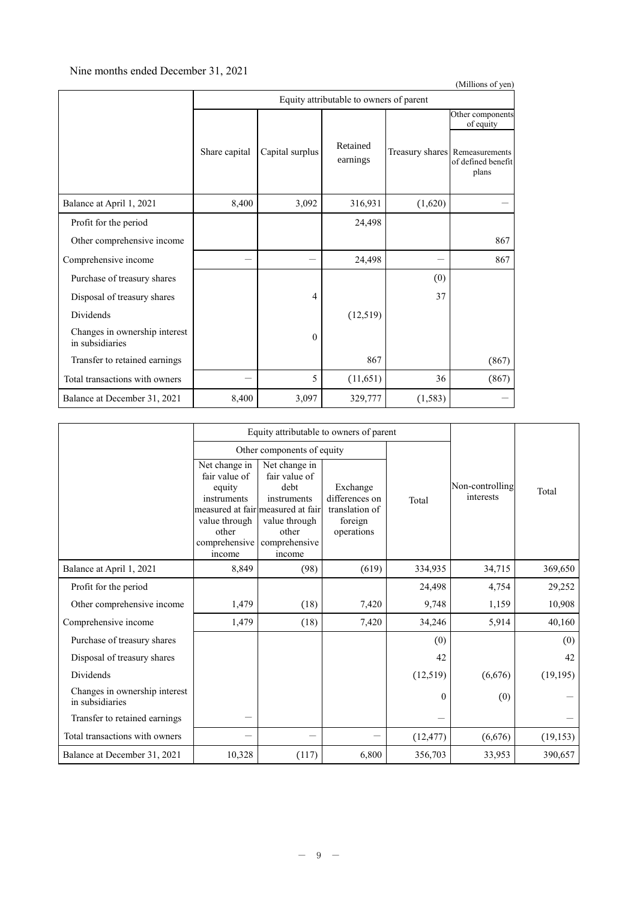Nine months ended December 31, 2021

(Millions of yen)

| | Equity attributable to owners of parent | | | | |
|---|---|---|---|---|---|
| | | | | | Other components of equity |
| | Share capital | Capital surplus | Retained earnings | Treasury shares | Remeasurements of defined benefit plans |
| Balance at April 1, 2021 | 8,400 | 3,092 | 316,931 | (1,620) | ― |
| Profit for the period | | | 24,498 | | |
| Other comprehensive income | | | | | 867 |
| Comprehensive income | ― | ― | 24,498 | ― | 867 |
| Purchase of treasury shares | | | | (0) | |
| Disposal of treasury shares | | 4 | | 37 | |
| Dividends | | | (12,519) | | |
| Changes in ownership interest in subsidiaries | | 0 | | | |
| Transfer to retained earnings | | | 867 | | (867) |
| Total transactions with owners | ― | 5 | (11,651) | 36 | (867) |
| Balance at December 31, 2021 | 8,400 | 3,097 | 329,777 | (1,583) | ― |

| | Equity attributable to owners of parent | | | | Non-controlling interests | Total |
|---|---|---|---|---|---|---|
| | Other components of equity | | | | | |
| | Net change in fair value of equity instruments measured at fair value through other comprehensive income | Net change in fair value of debt instruments measured at fair value through other comprehensive income | Exchange differences on translation of foreign operations | Total | | |
| Balance at April 1, 2021 | 8,849 | (98) | (619) | 334,935 | 34,715 | 369,650 |
| Profit for the period | | | | 24,498 | 4,754 | 29,252 |
| Other comprehensive income | 1,479 | (18) | 7,420 | 9,748 | 1,159 | 10,908 |
| Comprehensive income | 1,479 | (18) | 7,420 | 34,246 | 5,914 | 40,160 |
| Purchase of treasury shares | | | | (0) | | (0) |
| Disposal of treasury shares | | | | 42 | | 42 |
| Dividends | | | | (12,519) | (6,676) | (19,195) |
| Changes in ownership interest in subsidiaries | | | | 0 | (0) | ― |
| Transfer to retained earnings | ― | | | ― | | ― |
| Total transactions with owners | ― | ― | ― | (12,477) | (6,676) | (19,153) |
| Balance at December 31, 2021 | 10,328 | (117) | 6,800 | 356,703 | 33,953 | 390,657 |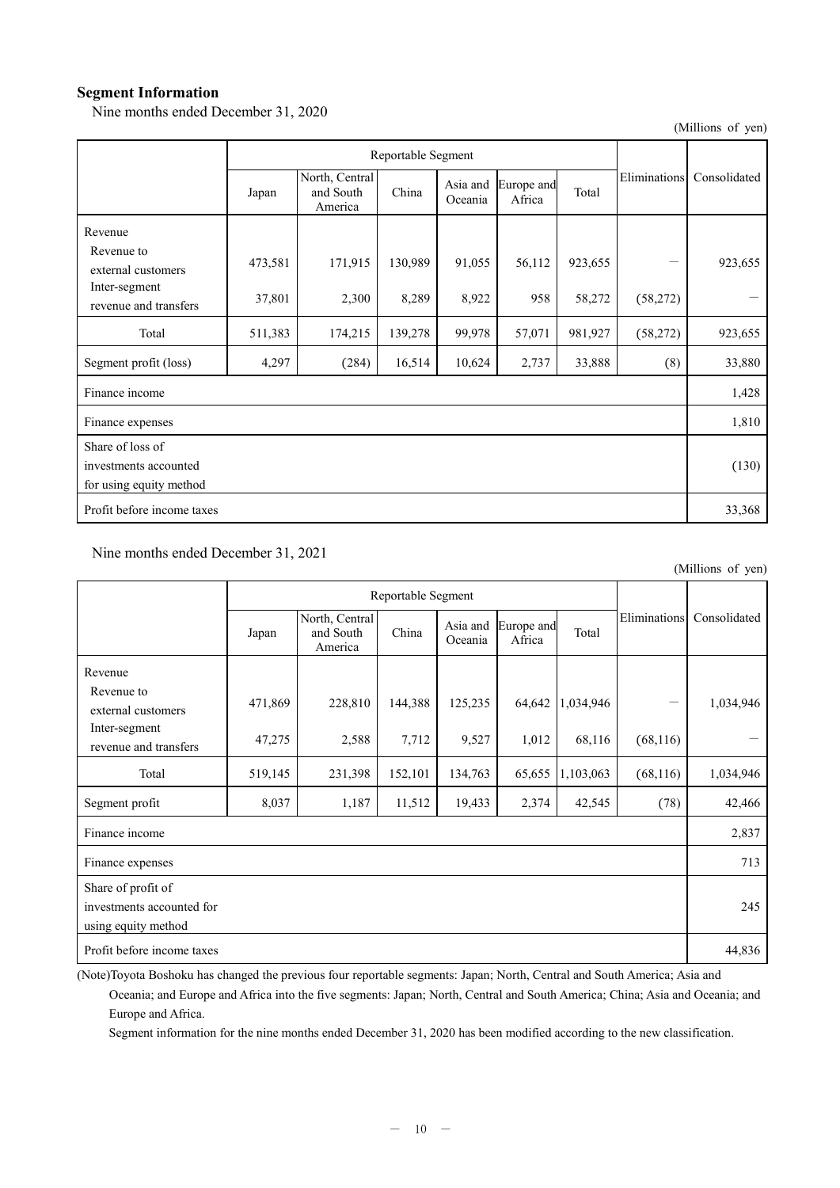## Segment Information

Nine months ended December 31, 2020

(Millions of yen)

| | Reportable Segment | | | | | | Eliminations | Consolidated |
|---|---|---|---|---|---|---|---|---|
| | Japan | North, Central and South America | China | Asia and Oceania | Europe and Africa | Total | | |
| Revenue | | | | | | | | |
| Revenue to external customers | 473,581 | 171,915 | 130,989 | 91,055 | 56,112 | 923,655 | — | 923,655 |
| Inter-segment revenue and transfers | 37,801 | 2,300 | 8,289 | 8,922 | 958 | 58,272 | (58,272) | — |
| Total | 511,383 | 174,215 | 139,278 | 99,978 | 57,071 | 981,927 | (58,272) | 923,655 |
| Segment profit (loss) | 4,297 | (284) | 16,514 | 10,624 | 2,737 | 33,888 | (8) | 33,880 |
| Finance income | | | | | | | | 1,428 |
| Finance expenses | | | | | | | | 1,810 |
| Share of loss of investments accounted for using equity method | | | | | | | | (130) |
| Profit before income taxes | | | | | | | | 33,368 |

Nine months ended December 31, 2021

(Millions of yen)

| | Reportable Segment | | | | | | Eliminations | Consolidated |
|---|---|---|---|---|---|---|---|---|
| | Japan | North, Central and South America | China | Asia and Oceania | Europe and Africa | Total | | |
| Revenue | | | | | | | | |
| Revenue to external customers | 471,869 | 228,810 | 144,388 | 125,235 | 64,642 | 1,034,946 | — | 1,034,946 |
| Inter-segment revenue and transfers | 47,275 | 2,588 | 7,712 | 9,527 | 1,012 | 68,116 | (68,116) | — |
| Total | 519,145 | 231,398 | 152,101 | 134,763 | 65,655 | 1,103,063 | (68,116) | 1,034,946 |
| Segment profit | 8,037 | 1,187 | 11,512 | 19,433 | 2,374 | 42,545 | (78) | 42,466 |
| Finance income | | | | | | | | 2,837 |
| Finance expenses | | | | | | | | 713 |
| Share of profit of investments accounted for using equity method | | | | | | | | 245 |
| Profit before income taxes | | | | | | | | 44,836 |

(Note)Toyota Boshoku has changed the previous four reportable segments: Japan; North, Central and South America; Asia and Oceania; and Europe and Africa into the five segments: Japan; North, Central and South America; China; Asia and Oceania; and Europe and Africa.

Segment information for the nine months ended December 31, 2020 has been modified according to the new classification.